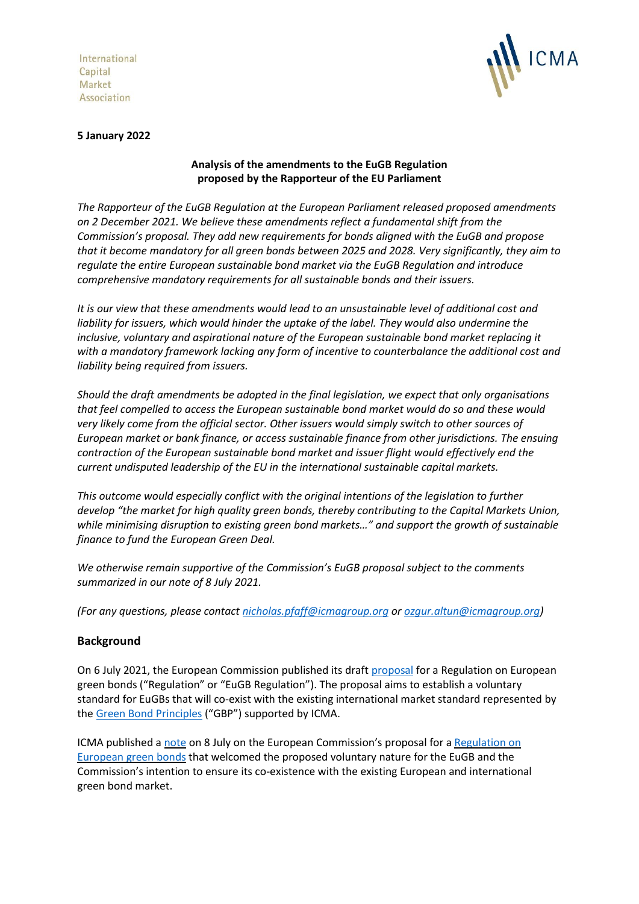International
Capital
Market
Association

**5 January 2022**

**Analysis of the amendments to the EuGB Regulation proposed by the Rapporteur of the EU Parliament**

*The Rapporteur of the EuGB Regulation at the European Parliament released proposed amendments on 2 December 2021. We believe these amendments reflect a fundamental shift from the Commission's proposal. They add new requirements for bonds aligned with the EuGB and propose that it become mandatory for all green bonds between 2025 and 2028. Very significantly, they aim to regulate the entire European sustainable bond market via the EuGB Regulation and introduce comprehensive mandatory requirements for all sustainable bonds and their issuers.*

*It is our view that these amendments would lead to an unsustainable level of additional cost and liability for issuers, which would hinder the uptake of the label. They would also undermine the inclusive, voluntary and aspirational nature of the European sustainable bond market replacing it with a mandatory framework lacking any form of incentive to counterbalance the additional cost and liability being required from issuers.*

*Should the draft amendments be adopted in the final legislation, we expect that only organisations that feel compelled to access the European sustainable bond market would do so and these would very likely come from the official sector. Other issuers would simply switch to other sources of European market or bank finance, or access sustainable finance from other jurisdictions. The ensuing contraction of the European sustainable bond market and issuer flight would effectively end the current undisputed leadership of the EU in the international sustainable capital markets.*

*This outcome would especially conflict with the original intentions of the legislation to further develop "the market for high quality green bonds, thereby contributing to the Capital Markets Union, while minimising disruption to existing green bond markets…" and support the growth of sustainable finance to fund the European Green Deal.*

*We otherwise remain supportive of the Commission's EuGB proposal subject to the comments summarized in our note of 8 July 2021.*

*(For any questions, please contact nicholas.pfaff@icmagroup.org or ozgur.altun@icmagroup.org)*

## Background

On 6 July 2021, the European Commission published its draft proposal for a Regulation on European green bonds ("Regulation" or "EuGB Regulation"). The proposal aims to establish a voluntary standard for EuGBs that will co-exist with the existing international market standard represented by the Green Bond Principles ("GBP") supported by ICMA.

ICMA published a note on 8 July on the European Commission's proposal for a Regulation on European green bonds that welcomed the proposed voluntary nature for the EuGB and the Commission's intention to ensure its co-existence with the existing European and international green bond market.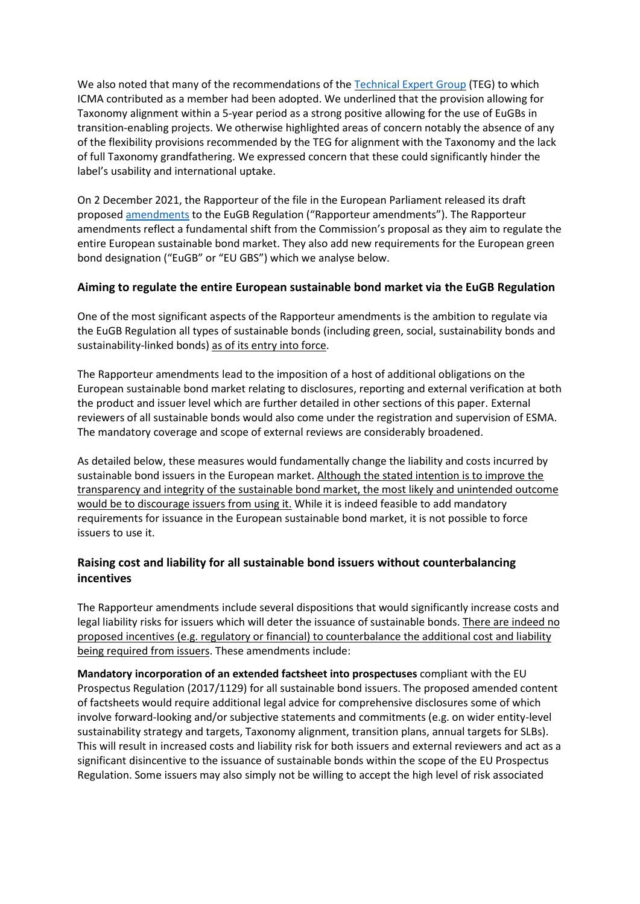We also noted that many of the recommendations of the Technical Expert Group (TEG) to which ICMA contributed as a member had been adopted. We underlined that the provision allowing for Taxonomy alignment within a 5-year period as a strong positive allowing for the use of EuGBs in transition-enabling projects. We otherwise highlighted areas of concern notably the absence of any of the flexibility provisions recommended by the TEG for alignment with the Taxonomy and the lack of full Taxonomy grandfathering. We expressed concern that these could significantly hinder the label's usability and international uptake.

On 2 December 2021, the Rapporteur of the file in the European Parliament released its draft proposed amendments to the EuGB Regulation ("Rapporteur amendments"). The Rapporteur amendments reflect a fundamental shift from the Commission's proposal as they aim to regulate the entire European sustainable bond market. They also add new requirements for the European green bond designation ("EuGB" or "EU GBS") which we analyse below.

### Aiming to regulate the entire European sustainable bond market via the EuGB Regulation

One of the most significant aspects of the Rapporteur amendments is the ambition to regulate via the EuGB Regulation all types of sustainable bonds (including green, social, sustainability bonds and sustainability-linked bonds) as of its entry into force.

The Rapporteur amendments lead to the imposition of a host of additional obligations on the European sustainable bond market relating to disclosures, reporting and external verification at both the product and issuer level which are further detailed in other sections of this paper. External reviewers of all sustainable bonds would also come under the registration and supervision of ESMA. The mandatory coverage and scope of external reviews are considerably broadened.

As detailed below, these measures would fundamentally change the liability and costs incurred by sustainable bond issuers in the European market. Although the stated intention is to improve the transparency and integrity of the sustainable bond market, the most likely and unintended outcome would be to discourage issuers from using it. While it is indeed feasible to add mandatory requirements for issuance in the European sustainable bond market, it is not possible to force issuers to use it.

### Raising cost and liability for all sustainable bond issuers without counterbalancing incentives

The Rapporteur amendments include several dispositions that would significantly increase costs and legal liability risks for issuers which will deter the issuance of sustainable bonds. There are indeed no proposed incentives (e.g. regulatory or financial) to counterbalance the additional cost and liability being required from issuers. These amendments include:

**Mandatory incorporation of an extended factsheet into prospectuses** compliant with the EU Prospectus Regulation (2017/1129) for all sustainable bond issuers. The proposed amended content of factsheets would require additional legal advice for comprehensive disclosures some of which involve forward-looking and/or subjective statements and commitments (e.g. on wider entity-level sustainability strategy and targets, Taxonomy alignment, transition plans, annual targets for SLBs). This will result in increased costs and liability risk for both issuers and external reviewers and act as a significant disincentive to the issuance of sustainable bonds within the scope of the EU Prospectus Regulation. Some issuers may also simply not be willing to accept the high level of risk associated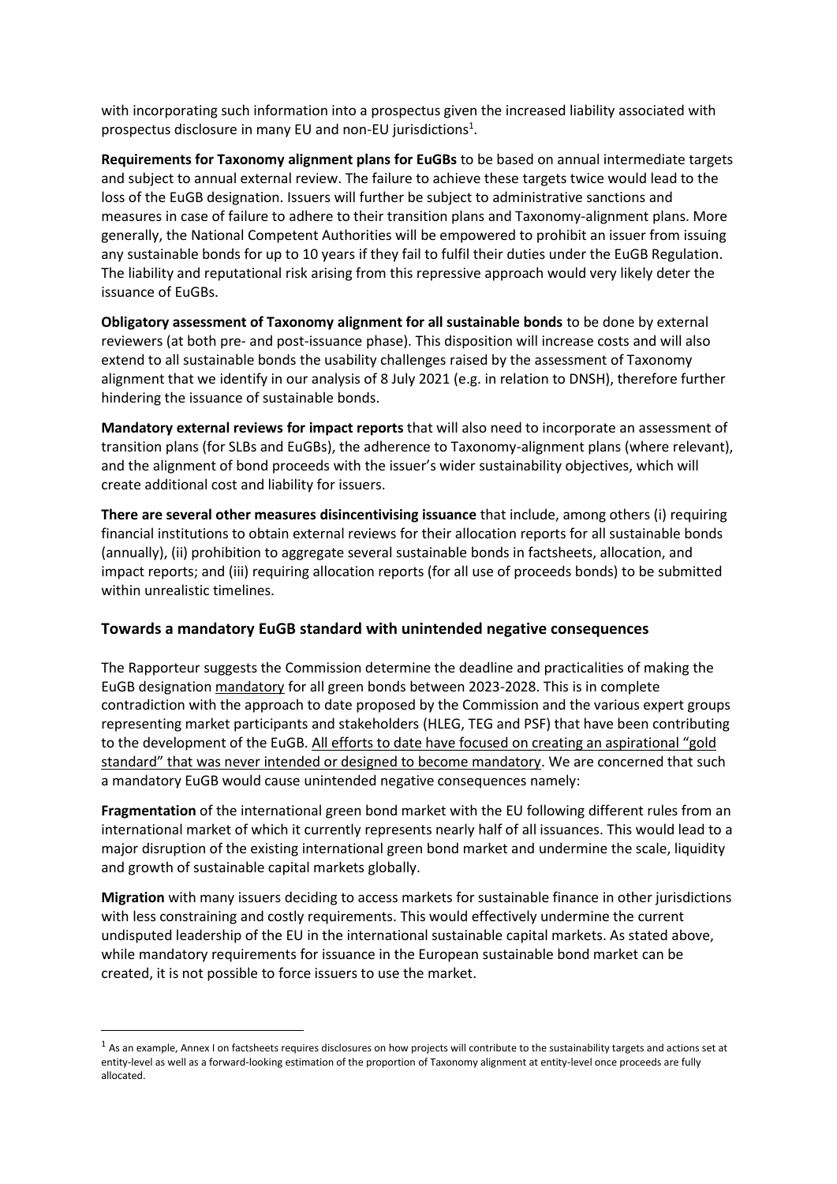with incorporating such information into a prospectus given the increased liability associated with prospectus disclosure in many EU and non-EU jurisdictions[1].

**Requirements for Taxonomy alignment plans for EuGBs** to be based on annual intermediate targets and subject to annual external review. The failure to achieve these targets twice would lead to the loss of the EuGB designation. Issuers will further be subject to administrative sanctions and measures in case of failure to adhere to their transition plans and Taxonomy-alignment plans. More generally, the National Competent Authorities will be empowered to prohibit an issuer from issuing any sustainable bonds for up to 10 years if they fail to fulfil their duties under the EuGB Regulation. The liability and reputational risk arising from this repressive approach would very likely deter the issuance of EuGBs.

**Obligatory assessment of Taxonomy alignment for all sustainable bonds** to be done by external reviewers (at both pre- and post-issuance phase). This disposition will increase costs and will also extend to all sustainable bonds the usability challenges raised by the assessment of Taxonomy alignment that we identify in our analysis of 8 July 2021 (e.g. in relation to DNSH), therefore further hindering the issuance of sustainable bonds.

**Mandatory external reviews for impact reports** that will also need to incorporate an assessment of transition plans (for SLBs and EuGBs), the adherence to Taxonomy-alignment plans (where relevant), and the alignment of bond proceeds with the issuer's wider sustainability objectives, which will create additional cost and liability for issuers.

**There are several other measures disincentivising issuance** that include, among others (i) requiring financial institutions to obtain external reviews for their allocation reports for all sustainable bonds (annually), (ii) prohibition to aggregate several sustainable bonds in factsheets, allocation, and impact reports; and (iii) requiring allocation reports (for all use of proceeds bonds) to be submitted within unrealistic timelines.

## Towards a mandatory EuGB standard with unintended negative consequences

The Rapporteur suggests the Commission determine the deadline and practicalities of making the EuGB designation mandatory for all green bonds between 2023-2028. This is in complete contradiction with the approach to date proposed by the Commission and the various expert groups representing market participants and stakeholders (HLEG, TEG and PSF) that have been contributing to the development of the EuGB. All efforts to date have focused on creating an aspirational "gold standard" that was never intended or designed to become mandatory. We are concerned that such a mandatory EuGB would cause unintended negative consequences namely:

**Fragmentation** of the international green bond market with the EU following different rules from an international market of which it currently represents nearly half of all issuances. This would lead to a major disruption of the existing international green bond market and undermine the scale, liquidity and growth of sustainable capital markets globally.

**Migration** with many issuers deciding to access markets for sustainable finance in other jurisdictions with less constraining and costly requirements. This would effectively undermine the current undisputed leadership of the EU in the international sustainable capital markets. As stated above, while mandatory requirements for issuance in the European sustainable bond market can be created, it is not possible to force issuers to use the market.

---

[1] As an example, Annex I on factsheets requires disclosures on how projects will contribute to the sustainability targets and actions set at entity-level as well as a forward-looking estimation of the proportion of Taxonomy alignment at entity-level once proceeds are fully allocated.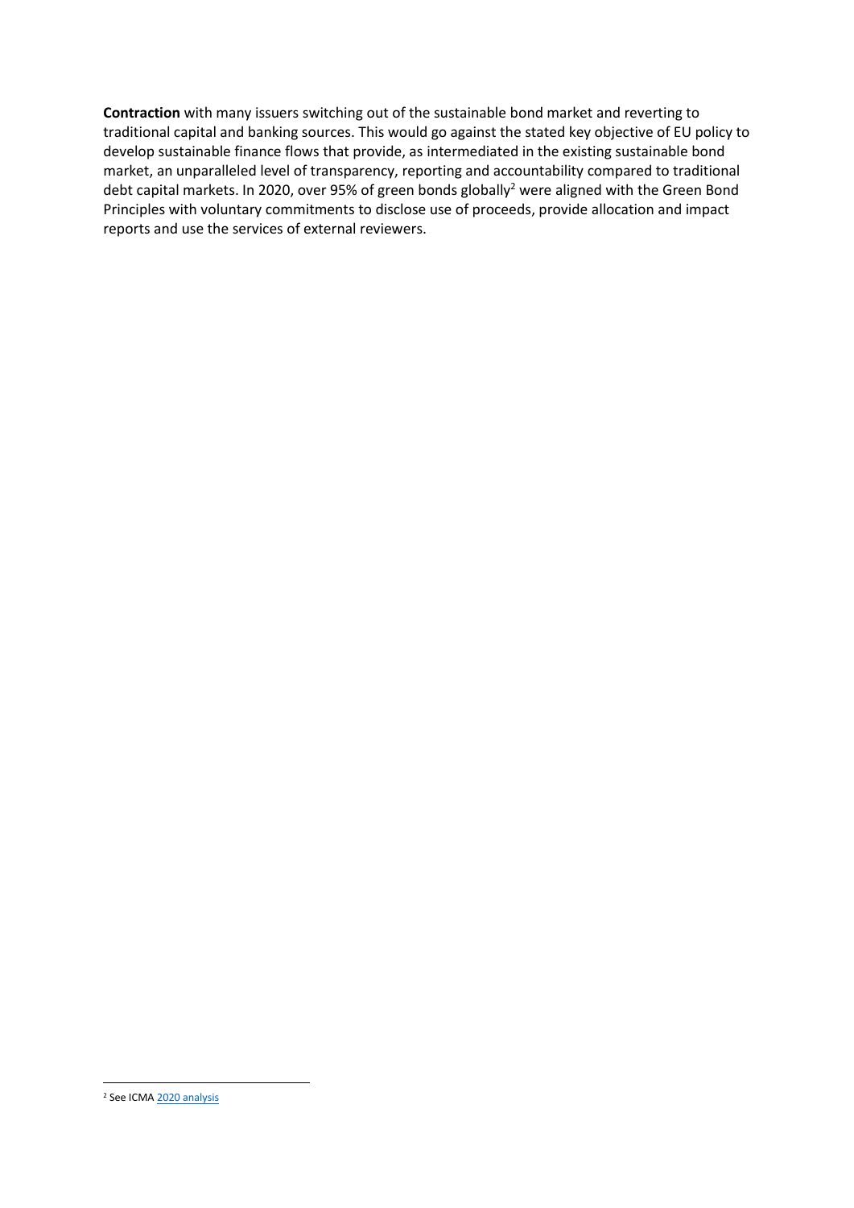**Contraction** with many issuers switching out of the sustainable bond market and reverting to traditional capital and banking sources. This would go against the stated key objective of EU policy to develop sustainable finance flows that provide, as intermediated in the existing sustainable bond market, an unparalleled level of transparency, reporting and accountability compared to traditional debt capital markets. In 2020, over 95% of green bonds globally[2] were aligned with the Green Bond Principles with voluntary commitments to disclose use of proceeds, provide allocation and impact reports and use the services of external reviewers.

---

[2] See ICMA 2020 analysis